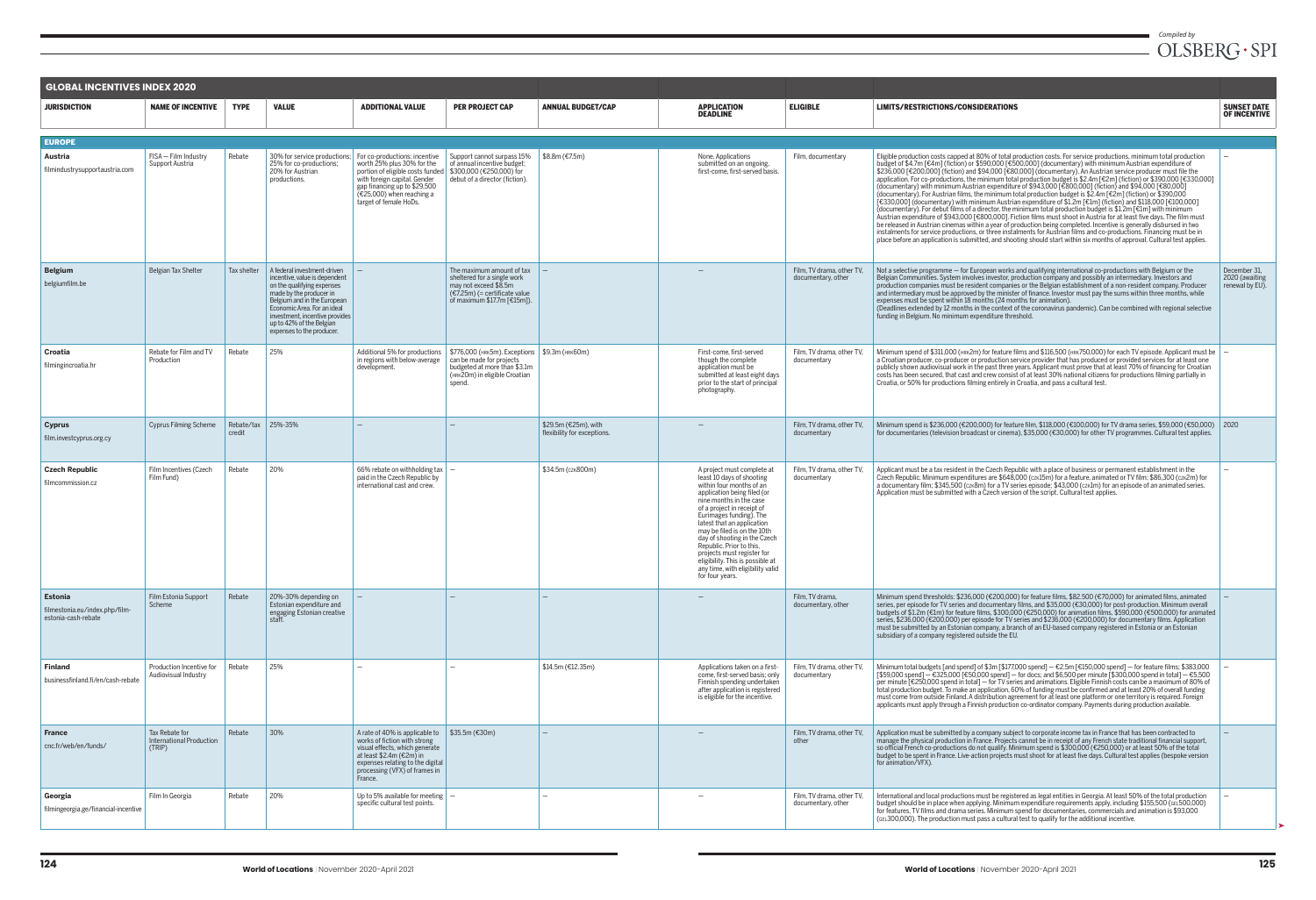## GLOBAL INCENTIVES INDEX 2020

| JURISDICTION | NAME OF INCENTIVE | TYPE | VALUE | ADDITIONAL VALUE | PER PROJECT CAP | ANNUAL BUDGET/CAP | APPLICATION DEADLINE | ELIGIBLE | LIMITS/RESTRICTIONS/CONSIDERATIONS | SUNSET DATE OF INCENTIVE |
|---|---|---|---|---|---|---|---|---|---|---|
| **EUROPE** | | | | | | | | | | |
| **Austria** filmindustrysupportaustria.com | FISA — Film Industry Support Austria | Rebate | 30% for service productions; 25% for co-productions; 20% for Austrian productions. | For co-productions: incentive worth 25% plus 30% for the portion of eligible costs funded with foreign capital. Gender gap financing up to $29,500 (€25,000) when reaching a target of female HoDs. | Support cannot surpass 15% of annual incentive budget; $300,000 (€250,000) for debut of a director (fiction). | $8.8m (€7.5m) | None. Applications submitted on an ongoing, first-come, first-served basis. | Film, documentary | Eligible production costs capped at 80% of total production costs. For service productions, minimum total production budget of $4.7m (€4m) (fiction) or $590,000 [€500,000] (documentary) with minimum Austrian expenditure of $236,000 [€200,000] (fiction) and $94,000 [€80,000] (documentary). An Austrian service producer must file the application. For co-productions, the minimum total production budget is $2.4m [€2m] (fiction) or $390,000 [€330,000] (documentary) with minimum Austrian expenditure of $943,000 [€800,000] (fiction) and $94,000 [€80,000] (documentary). For Austrian films, the minimum total production budget is $2.4m [€2m] (fiction) or $390,000 [€330,000] (documentary) with minimum Austrian expenditure of $1.2m [€1m] (fiction) and $118,000 [€100,000] (documentary). For debut films of a director, the minimum total production budget is $1.2m [€1m] with minimum Austrian expenditure of $943,000 [€800,000]. Fiction films must shoot in Austria for at least five days. The film must be released in Austrian cinemas within a year of production being completed. Incentive is generally disbursed in two instalments for service productions, or three instalments for Austrian films and co-productions. Financing must be in place before an application is submitted, and shooting should start within six months of approval. Cultural test applies. | — |
| **Belgium** belgiumfilm.be | Belgian Tax Shelter | Tax shelter | A federal investment-driven incentive, value is dependent on the qualifying expenses made by the producer in Belgium and in the European Economic Area. For an ideal investment, incentive provides up to 42% of the Belgian expenses to the producer. | — | The maximum amount of tax sheltered for a single work may not exceed $8.5m (€7.25m) (= certificate value of maximum $17.7m [€15m]). | — | — | Film, TV drama, other TV, documentary, other | Not a selective programme — for European works and qualifying international co-productions with Belgium or the Belgian Communities. System involves investor, production company and possibly an intermediary. Investors and production companies must be resident companies or the Belgian establishment of a non-resident company. Producer and intermediary must be approved by the minister of finance. Investor must pay the sums within three months, while expenses must be spent within 18 months (24 months for animation). (Deadlines extended by 12 months in the context of the coronavirus pandemic). Can be combined with regional selective funding in Belgium. No minimum expenditure threshold. | December 31, 2020 (awaiting renewal by EU). |
| **Croatia** filmingincroatia.hr | Rebate for Film and TV Production | Rebate | 25% | Additional 5% for productions in regions with below-average development. | $776,000 (HRK5m). Exceptions can be made for projects budgeted at more than $3.1m (HRK20m) in eligible Croatian spend. | $9.3m (HRK60m) | First-come, first-served though the complete application must be submitted at least eight days prior to the start of principal photography. | Film, TV drama, other TV, documentary | Minimum spend of $311,000 (HRK2m) for feature films and $116,500 (HRK750,000) for each TV episode. Applicant must be a Croatian producer, co-producer or production service provider that has produced or provided services for at least one publicly shown audiovisual work in the past three years. Applicant must prove that at least 70% of financing for Croatian costs has been secured, that cast and crew consist of at least 30% national citizens for productions filming partially in Croatia, or 50% for productions filming entirely in Croatia, and pass a cultural test. | — |
| **Cyprus** film.investcyprus.org.cy | Cyprus Filming Scheme | Rebate/tax credit | 25%-35% | — | — | $29.5m (€25m), with flexibility for exceptions. | — | Film, TV drama, other TV, documentary | Minimum spend is $236,000 (€200,000) for feature film, $118,000 (€100,000) for TV drama series, $59,000 (€50,000) for documentaries (television broadcast or cinema), $35,000 (€30,000) for other TV programmes. Cultural test applies. | 2020 |
| **Czech Republic** filmcommission.cz | Film Incentives (Czech Film Fund) | Rebate | 20% | 66% rebate on withholding tax paid in the Czech Republic by international cast and crew. | — | $34.5m (CZK800m) | A project must complete at least 10 days of shooting within four months of an application being filed (or nine months in the case of a project in receipt of Eurimages funding). The latest that an application may be filed is on the 10th day of shooting in the Czech Republic. Prior to this, projects must register for eligibility. This is possible at any time, with eligibility valid for four years. | Film, TV drama, other TV, documentary | Applicant must be a tax resident in the Czech Republic with a place of business or permanent establishment in the Czech Republic. Minimum expenditures are $648,000 (CZK15m) for a feature, animated or TV film; $86,300 (CZK2m) for a documentary film; $345,500 (CZK8m) for a TV series episode; $43,000 (CZK1m) for an episode of an animated series. Application must be submitted with a Czech version of the script. Cultural test applies. | — |
| **Estonia** filmestonia.eu/index.php/film-estonia-cash-rebate | Film Estonia Support Scheme | Rebate | 20%-30% depending on Estonian expenditure and engaging Estonian creative staff. | — | — | — | — | Film, TV drama, documentary, other | Minimum spend thresholds: $236,000 (€200,000) for feature films, $82,500 (€70,000) for animated films, animated series, per episode for TV series and documentary films, and $35,000 (€30,000) for post-production. Minimum overall budgets of $1.2m (€1m) for feature films, $300,000 (€250,000) for animation films, $590,000 (€500,000) for animated series, $236,000 (€200,000) per episode for TV series and $236,000 (€200,000) for documentary films. Application must be submitted by an Estonian company, a branch of an EU-based company registered in Estonia or an Estonian subsidiary of a company registered outside the EU. | — |
| **Finland** businessfinland.fi/en/cash-rebate | Production Incentive for Audiovisual Industry | Rebate | 25% | — | — | $14.5m (€12.35m) | Applications taken on a first-come, first-served basis; only Finnish spending undertaken after application is registered is eligible for the incentive. | Film, TV drama, other TV, documentary | Minimum total budgets [and spend] of $3m [$177,000 spend] — €2.5m [€150,000 spend] — for feature films; $383,000 [$59,000 spend] — €325,000 [€50,000 spend] — for docs; and $6,500 per minute [$300,000 spend in total] — €5,500 per minute [€250,000 spend in total] — for TV series and animations. Eligible Finnish costs can be a maximum of 80% of total production budget. To make an application, 60% of funding must be confirmed and at least 20% of overall funding must come from outside Finland. A distribution agreement for at least one platform or one territory is required. Foreign applicants must apply through a Finnish production co-ordinator company. Payments during production available. | — |
| **France** cnc.fr/web/en/funds/ | Tax Rebate for International Production (TRIP) | Rebate | 30% | A rate of 40% is applicable to works of fiction with strong visual effects, which generate at least $2.4m (€2m) in expenses relating to the digital processing (VFX) of frames in France. | $35.5m (€30m) | — | — | Film, TV drama, other TV, other | Application must be submitted by a company subject to corporate income tax in France that has been contracted to manage the physical production in France. Projects cannot be in receipt of any French state traditional financial support, so official French co-productions do not qualify. Minimum spend is $300,000 (€250,000) or at least 50% of the total budget to be spent in France. Live-action projects must shoot for at least five days. Cultural tests apply (bespoke version for animation/VFX). | — |
| **Georgia** filmingeorgia.ge/financial-incentive | Film In Georgia | Rebate | 20% | Up to 5% available for meeting specific cultural test points. | — | — | — | Film, TV drama, other TV, documentary, other | International and local productions must be registered as legal entities in Georgia. At least 50% of the total production budget should be in place when applying. Minimum expenditure requirements apply, including $155,500 (GEL500,000) for features, TV films and drama series. Minimum spend for documentaries, commercials and animation is $93,000 (GEL300,000). The production must pass a cultural test to qualify for the additional incentive. | — |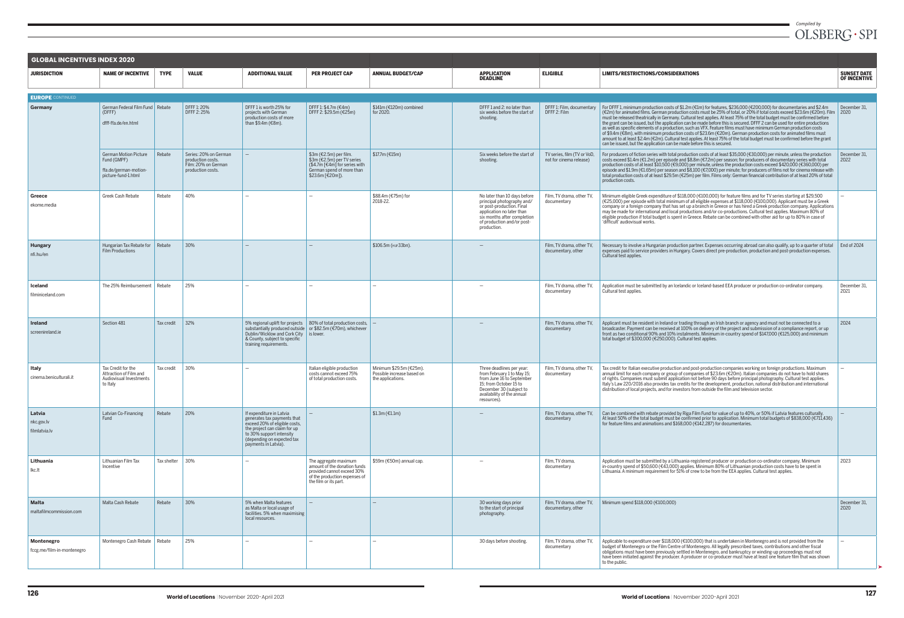## GLOBAL INCENTIVES INDEX 2020

| JURISDICTION | NAME OF INCENTIVE | TYPE | VALUE | ADDITIONAL VALUE | PER PROJECT CAP | ANNUAL BUDGET/CAP | APPLICATION DEADLINE | ELIGIBLE | LIMITS/RESTRICTIONS/CONSIDERATIONS | SUNSET DATE OF INCENTIVE |
|---|---|---|---|---|---|---|---|---|---|---|
| **EUROPE** CONTINUED | | | | | | | | | | |
| **Germany** | German Federal Film Fund (DFFF) dfff-ffa.de/en.html | Rebate | DFFF 1: 20% DFFF 2: 25% | DFFF 1 is worth 25% for projects with German production costs of more than $9.4m (€8m). | DFFF 1: $4.7m (€4m) DFFF 2: $29.5m (€25m) | $141m (€120m) combined for 2020. | DFFF 1 and 2: no later than six weeks before the start of shooting. | DFFF 1: Film, documentary DFFF 2: Film | For DFFF 1, minimum production costs of $1.2m (€1m) for features, $236,000 (€200,000) for documentaries and $2.4m (€2m) for animated films. German production costs must be 25% of total, or 20% if total costs exceed $23.6m (€20m). Film must be released theatrically in Germany. Cultural test applies. At least 75% of the total budget must be confirmed before the grant can be issued, but the application can be made before this is secured. DFFF 2 can be used for entire productions as well as specific elements of a production, such as VFX. Feature films must have minimum German production costs of $9.4m (€8m), with minimum production costs of $23.6m (€20m). German production costs for animated films must amount to at least $2.4m (€2m). Cultural test applies. At least 75% of the total budget must be confirmed before the grant can be issued, but the application can be made before this is secured. | December 31, 2020 |
| | German Motion Picture Fund (GMPF) ffa.de/german-motion-picture-fund-1.html | Rebate | Series: 20% on German production costs. Film: 20% on German production costs. | – | $3m (€2.5m) per film. $3m (€2.5m) per TV series ($4.7m [€4m] for series with German spend of more than $23.6m [€20m]). | $17.7m (€15m) | Six weeks before the start of shooting. | TV series, film (TV or VoD, not for cinema release) | For producers of fiction series with total production costs of at least $35,000 (€30,000) per minute, unless the production costs exceed $1.4m (€1.2m) per episode and $8.8m (€7.2m) per season; for producers of documentary series with total production costs of at least $10,500 (€9,000) per minute, unless the production costs exceed $420,000 (€360,000) per episode and $1.9m (€1.65m) per season and $8,100 (€7,000) per minute; for producers of films not for cinema release with total production costs of at least $29.5m (€25m) per film. Films only: German financial contribution of at least 20% of total production costs. | December 31, 2022 |
| **Greece** ekome.media | Greek Cash Rebate | Rebate | 40% | – | – | $88.4m (€75m) for 2018-22. | No later than 10 days before principal photography and/or post-production. Final application no later than six months after completion of production and/or post-production. | Film, TV drama, other TV, documentary | Minimum eligible Greek expenditure of $118,000 (€100,000) for feature films and for TV series starting at $29,500 (€25,000) per episode with total minimum of all eligible expenses at $118,000 (€100,000). Applicant must be a Greek company or a foreign company that has set up a branch in Greece or has hired a Greek production company. Applications may be made for international and local productions and/or co-productions. Cultural test applies. Maximum 80% of eligible production if total budget is spent in Greece. Rebate can be combined with other aid for up to 80% in case of 'difficult' audiovisual works. | – |
| **Hungary** nfi.hu/en | Hungarian Tax Rebate for Film Productions | Rebate | 30% | – | – | $106.5m (HUF 33bn). | – | Film, TV drama, other TV, documentary, other | Necessary to involve a Hungarian production partner. Expenses occurring abroad can also qualify, up to a quarter of total expenses paid to service providers in Hungary. Covers direct pre-production, production and post-production expenses. Cultural test applies. | End of 2024 |
| **Iceland** filminiceland.com | The 25% Reimbursement | Rebate | 25% | – | – | – | – | Film, TV drama, other TV, documentary | Application must be submitted by an Icelandic or Iceland-based EEA producer or production co-ordinator company. Cultural test applies. | December 31, 2021 |
| **Ireland** screenireland.ie | Section 481 | Tax credit | 32% | 5% regional uplift for projects substantially produced outside Dublin/Wicklow and Cork City & County, subject to specific training requirements. | 80% of total production costs, or $82.5m (€70m), whichever is lower. | – | – | Film, TV drama, other TV, documentary | Applicant must be resident in Ireland or trading through an Irish branch or agency and must not be connected to a broadcaster. Payment can be received at 100% on delivery of the project and submission of a compliance report, or up front as two conditional 90% and 10% instalments. Minimum in-country spend of $147,000 (€125,000) and minimum total budget of $300,000 (€250,000). Cultural test applies. | 2024 |
| **Italy** cinema.beniculturali.it | Tax Credit for the Attraction of Film and Audiovisual Investments to Italy | Tax credit | 30% | – | Italian eligible production costs cannot exceed 75% of total production costs. | Minimum $29.5m (€25m). Possible increase based on the applications. | Three deadlines per year: from February 1 to May 15; from June 16 to September 15; from October 15 to December 30 (subject to availability of the annual resources). | Film, TV drama, other TV, documentary | Tax credit for Italian executive production and post-production companies working on foreign productions. Maximum annual limit for each company or group of companies of $23.6m (€20m). Italian companies do not have to hold shares of rights. Companies must submit application not before 90 days before principal photography. Cultural test applies. Italy's Law 220/2016 also provides tax credits for the development, production, national distribution and international distribution of local projects, and for investors from outside the film and television sector. | – |
| **Latvia** nkc.gov.lv filmlatvia.lv | Latvian Co-Financing Fund | Rebate | 20% | If expenditure in Latvia generates tax payments that exceed 20% of eligible costs, the project can claim for up to 30% support intensity (depending on expected tax payments in Latvia). | – | $1.3m (€1.1m) | – | Film, TV drama, other TV, documentary | Can be combined with rebate provided by Riga Film Fund for value of up to 40%, or 50% if Latvia features culturally. At least 50% of the total budget must be confirmed prior to application. Minimum total budgets of $838,000 (€711,436) for feature films and animations and $168,000 (€142,287) for documentaries. | – |
| **Lithuania** lkc.lt | Lithuanian Film Tax Incentive | Tax shelter | 30% | – | The aggregate maximum amount of the donation funds provided cannot exceed 30% of the production expenses of the film or its part. | $59m (€50m) annual cap. | – | Film, TV drama, documentary | Application must be submitted by a Lithuania-registered producer or production co-ordinator company. Minimum in-country spend of $50,600 (€43,000) applies. Minimum 80% of Lithuanian production costs have to be spent in Lithuania. A minimum requirement for 51% of crew to be from the EEA applies. Cultural test applies. | 2023 |
| **Malta** maltafilmcommission.com | Malta Cash Rebate | Rebate | 30% | 5% when Malta features as Malta or local usage of facilities. 5% when maximising local resources. | – | – | 30 working days prior to the start of principal photography. | Film, TV drama, other TV, documentary, other | Minimum spend $118,000 (€100,000) | December 31, 2020 |
| **Montenegro** fccg.me/film-in-montenegro | Montenegro Cash Rebate | Rebate | 25% | – | – | – | 30 days before shooting. | Film, TV drama, other TV, documentary | Applicable to expenditure over $118,000 (€100,000) that is undertaken in Montenegro and is not provided from the budget of Montenegro or the Film Centre of Montenegro. All legally prescribed taxes, contributions and other fiscal obligations must have been previously settled in Montenegro, and bankruptcy or winding-up proceedings must not have been initiated against the producer. A producer or co-producer must have at least one feature film that was shown to the public. | – |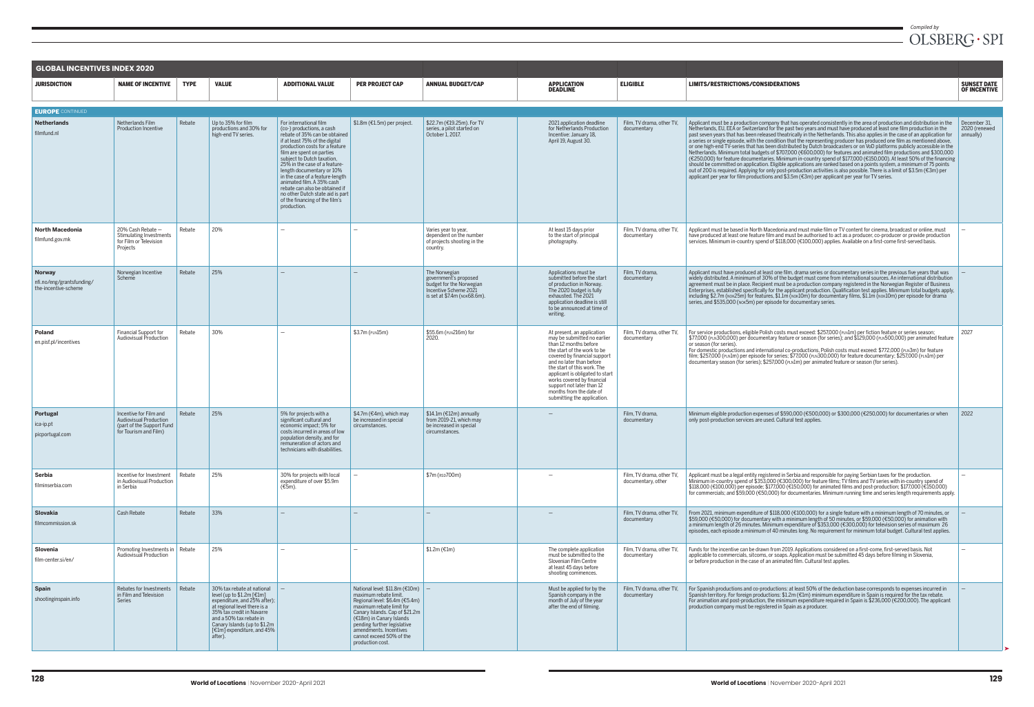# GLOBAL INCENTIVES INDEX 2020

| JURISDICTION | NAME OF INCENTIVE | TYPE | VALUE | ADDITIONAL VALUE | PER PROJECT CAP | ANNUAL BUDGET/CAP | APPLICATION DEADLINE | ELIGIBLE | LIMITS/RESTRICTIONS/CONSIDERATIONS | SUNSET DATE OF INCENTIVE |
|---|---|---|---|---|---|---|---|---|---|---|
| **EUROPE** CONTINUED | | | | | | | | | | |
| **Netherlands** filmfund.nl | Netherlands Film Production Incentive | Rebate | Up to 35% for film productions and 30% for high-end TV series. | For international film (co-) productions, a cash rebate of 35% can be obtained if at least 75% of the digital production costs for a feature film are spent on parties subject to Dutch taxation, 25% in the case of a feature-length documentary or 10% in the case of a feature-length animated film. A 35% cash rebate can also be obtained if no other Dutch state aid is part of the financing of the film's production. | $1.8m (€1.5m) per project. | $22.7m (€19.25m). For TV series, a pilot started on October 1, 2017. | 2021 application deadline for Netherlands Production Incentive: January 18, April 19, August 30. | Film, TV drama, other TV, documentary | Applicant must be a production company that has operated consistently in the area of production and distribution in the Netherlands, EU, EEA or Switzerland for the past two years and must have produced at least one film production in the past seven years that has been released theatrically in the Netherlands. This also applies in the case of an application for a series or single episode, with the condition that the representing producer has produced one film as mentioned above, or one high-end TV-series that has been distributed by Dutch broadcasters or on VoD platforms publicly accessible in the Netherlands. Minimum total budgets of $707,000 (€600,000) for features and animated film productions and $300,000 (€250,000) for feature documentaries. Minimum in-country spend of $177,000 (€150,000). At least 50% of the financing should be committed on application. Eligible applications are ranked based on a points system, a minimum of 75 points out of 200 is required. Applying for only post-production activities is also possible. There is a limit of $3.5m (€3m) per applicant per year for film productions and $3.5m (€3m) per applicant per year for TV series. | December 31, 2020 (renewed annually) |
| **North Macedonia** filmfund.gov.mk | 20% Cash Rebate — Stimulating Investments for Film or Television Projects | Rebate | 20% | — | — | Varies year to year, dependent on the number of projects shooting in the country. | At least 15 days prior to the start of principal photography. | Film, TV drama, other TV, documentary | Applicant must be based in North Macedonia and must make film or TV content for cinema, broadcast or online, must have produced at least one feature film and must be authorised to act as a producer, co-producer or provide production services. Minimum in-country spend of $118,000 (€100,000) applies. Available on a first-come first-served basis. | — |
| **Norway** nfi.no/eng/grantsfunding/the-incentive-scheme | Norwegian Incentive Scheme | Rebate | 25% | — | — | The Norwegian government's proposed budget for the Norwegian Incentive Scheme 2021 is set at $7.4m (NOK68.6m). | Applications must be submitted before the start of production in Norway. The 2020 budget is fully exhausted. The 2021 application deadline is still to be announced at time of writing. | Film, TV drama, documentary | Applicant must have produced at least one film, drama series or documentary series in the previous five years that was widely distributed. A minimum of 30% of the budget must come from international sources. An international distribution agreement must be in place. Recipient must be a production company registered in the Norwegian Register of Business Enterprises, established specifically for the applicant production. Qualification test applies. Minimum total budgets apply, including $2.7m (NOK25m) for features, $1.1m (NOK10m) for documentary films, $1.1m (NOK10m) per episode for drama series, and $535,000 (NOK5m) per episode for documentary series. | — |
| **Poland** en.pisf.pl/incentives | Financial Support for Audiovisual Production | Rebate | 30% | — | $3.7m (PLN15m) | $55.6m (PLN216m) for 2020. | At present, an application may be submitted no earlier than 12 months before the start of the work to be covered by financial support and no later than before the start of this work. The applicant is obligated to start works covered by financial support not later than 12 months from the date of submitting the application. | Film, TV drama, other TV, documentary | For service productions, eligible Polish costs must exceed: $257,000 (PLN1m) per fiction feature or series season; $77,000 (PLN300,000) per documentary feature or season (for series); and $129,000 (PLN500,000) per animated feature or season (for series). For domestic productions and international co-productions, Polish costs must exceed: $772,000 (PLN3m) for feature film; $257,000 (PLN1m) per episode for series; $77,000 (PLN300,000) for feature documentary; $257,000 (PLN1m) per documentary season (for series); $257,000 (PLN1m) per animated feature or season (for series). | 2027 |
| **Portugal** ica-ip.pt picportugal.com | Incentive for Film and Audiovisual Production (part of the Support Fund for Tourism and Film) | Rebate | 25% | 5% for projects with a significant cultural and economic impact; 5% for costs incurred in areas of low population density, and for remuneration of actors and technicians with disabilities. | $4.7m (€4m), which may be increased in special circumstances. | $14.1m (€12m) annually from 2019-21, which may be increased in special circumstances. | — | Film, TV drama, documentary | Minimum eligible production expenses of $590,000 (€500,000) or $300,000 (€250,000) for documentaries or when only post-production services are used. Cultural test applies. | 2022 |
| **Serbia** filminserbia.com | Incentive for Investment in Audiovisual Production in Serbia | Rebate | 25% | 30% for projects with local expenditure of over $5.9m (€5m). | — | $7m (RSD700m) | — | Film, TV drama, other TV, documentary, other | Applicant must be a legal entity registered in Serbia and responsible for paying Serbian taxes for the production. Minimum in-country spend of $353,000 (€300,000) for feature films; TV films and TV series with in-country spend of $118,000 (€100,000) per episode; $177,000 (€150,000) for animated films and post-production; $177,000 (€150,000) for commercials; and $59,000 (€50,000) for documentaries. Minimum running time and series length requirements apply. | — |
| **Slovakia** filmcommission.sk | Cash Rebate | Rebate | 33% | — | — | — | — | Film, TV drama, other TV, documentary | From 2021, minimum expenditure of $118,000 (€100,000) for a single feature with a minimum length of 70 minutes, or $59,000 (€50,000) for documentary with a minimum length of 50 minutes, or $59,000 (€50,000) for animation with a minimum length of 26 minutes. Minimum expenditure of $353,000 (€300,000) for television series of maximum 26 episodes, each episode a minimum of 40 minutes long. No requirement for minimum total budget. Cultural test applies. | — |
| **Slovenia** film-center.si/en/ | Promoting Investments in Audiovisual Production | Rebate | 25% | — | — | $1.2m (€1m) | The complete application must be submitted to the Slovenian Film Centre at least 45 days before shooting commences. | Film, TV drama, other TV, documentary | Funds for the incentive can be drawn from 2019. Applications considered on a first-come, first-served basis. Not applicable to commercials, sitcoms, or soaps. Application must be submitted 45 days before filming in Slovenia, or before production in the case of an animated film. Cultural test applies. | — |
| **Spain** shootinginspain.info | Rebates for Investments in Film and Television Series | Rebate | 30% tax rebate at national level (up to $1.2m [€1m] expenditure, and 25% after); at regional level there is a 35% tax credit in Navarre and a 50% tax rebate in Canary Islands (up to $1.2m [€1m] expenditure, and 45% after). | — | National level: $11.8m (€10m) maximum rebate limit. Regional level: $6.4m (€5.4m) maximum rebate limit for Canary Islands. Cap of $21.2m (€18m) in Canary Islands pending further legislative amendments. Incentives cannot exceed 50% of the production cost. | — | Must be applied for by the Spanish company in the month of July of the year after the end of filming. | Film, TV drama, other TV, documentary | For Spanish productions and co-productions: at least 50% of the deduction base corresponds to expenses incurred in Spanish territory. For foreign productions: $1.2m (€1m) minimum expenditure in Spain is required for the tax rebate. For animation and post-production, the minimum expenditure required in Spain is $236,000 (€200,000). The applicant production company must be registered in Spain as a producer. | — |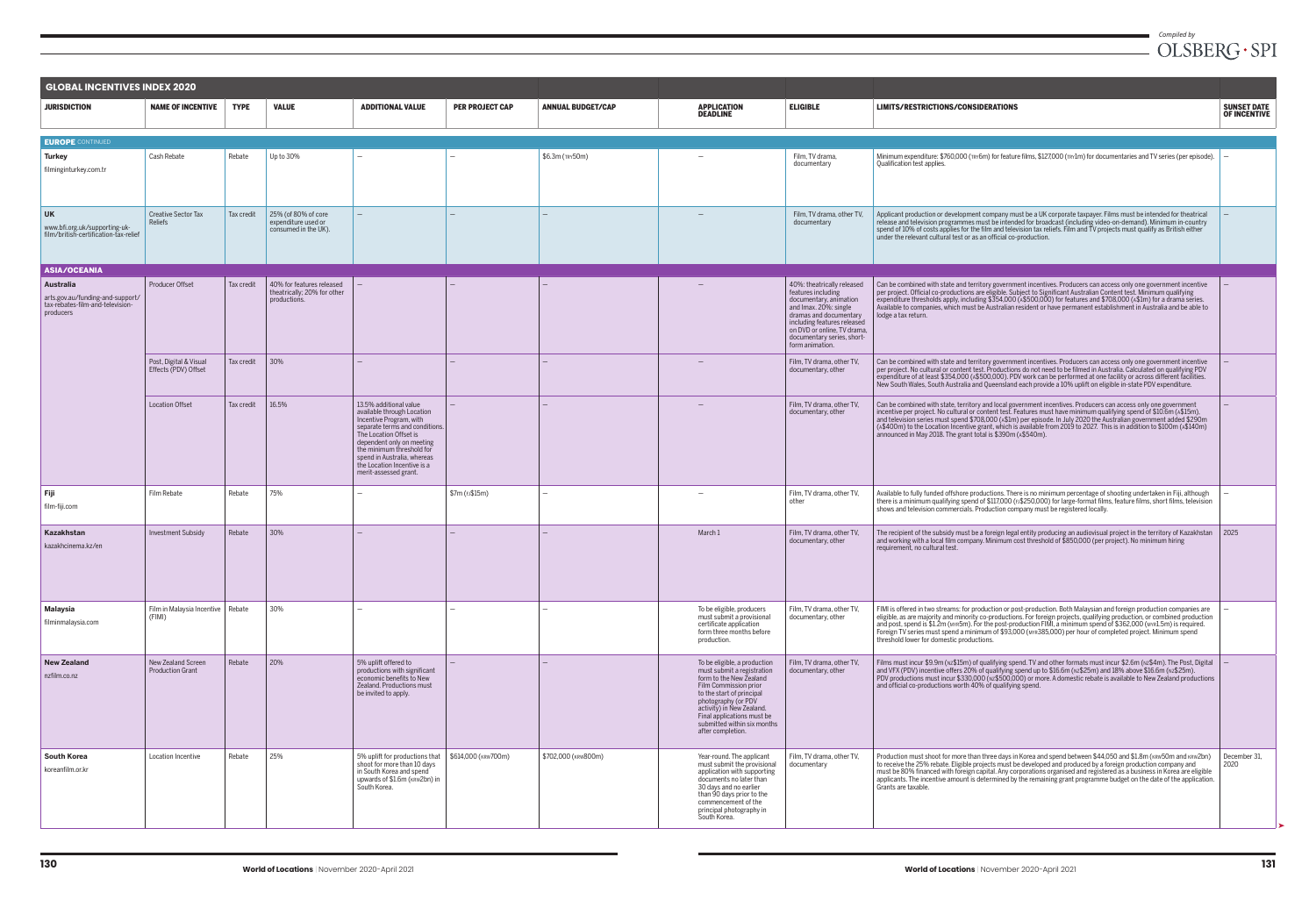## GLOBAL INCENTIVES INDEX 2020

Compiled by OLSBERG • SPI

| JURISDICTION | NAME OF INCENTIVE | TYPE | VALUE | ADDITIONAL VALUE | PER PROJECT CAP | ANNUAL BUDGET/CAP | APPLICATION DEADLINE | ELIGIBLE | LIMITS/RESTRICTIONS/CONSIDERATIONS | SUNSET DATE OF INCENTIVE |
|---|---|---|---|---|---|---|---|---|---|---|
| **EUROPE** CONTINUED | | | | | | | | | | |
| **Turkey** filminginturkey.com.tr | Cash Rebate | Rebate | Up to 30% | – | – | $6.3m (TRY50m) | – | Film, TV drama, documentary | Minimum expenditure: $760,000 (TRY6m) for feature films, $127,000 (TRY1m) for documentaries and TV series (per episode). Qualification test applies. | – |
| **UK** www.bfi.org.uk/supporting-uk-film/british-certification-tax-relief | Creative Sector Tax Reliefs | Tax credit | 25% (of 80% of core expenditure used or consumed in the UK). | – | – | – | – | Film, TV drama, other TV, documentary | Applicant production or development company must be a UK corporate taxpayer. Films must be intended for theatrical release and television programmes must be intended for broadcast (including video-on-demand). Minimum in-country spend of 10% of costs applies for the film and television tax reliefs. Film and TV projects must qualify as British either under the relevant cultural test or as an official co-production. | – |
| **ASIA/OCEANIA** | | | | | | | | | | |
| **Australia** arts.gov.au/funding-and-support/tax-rebates-film-and-television-producers | Producer Offset | Tax credit | 40% for features released theatrically; 20% for other productions. | – | – | – | – | 40%: theatrically released features including documentary, animation and Imax. 20%: single dramas and documentary including features released on DVD or online, TV drama, documentary series, short-form animation. | Can be combined with state and territory government incentives. Producers can access only one government incentive per project. Official co-productions are eligible. Subject to Significant Australian Content test. Minimum qualifying expenditure thresholds apply, including $354,000 (A$500,000) for features and $708,000 (A$1m) for a drama series. Available to companies, which must be Australian resident or have permanent establishment in Australia and be able to lodge a tax return. | – |
| | Post, Digital & Visual Effects (PDV) Offset | Tax credit | 30% | – | – | – | – | Film, TV drama, other TV, documentary, other | Can be combined with state and territory government incentives. Producers can access only one government incentive per project. No cultural or content test. Productions do not need to be filmed in Australia. Calculated on qualifying PDV expenditure of at least $354,000 (A$500,000). PDV work can be performed at one facility or across different facilities. New South Wales, South Australia and Queensland each provide a 10% uplift on eligible in-state PDV expenditure. | – |
| | Location Offset | Tax credit | 16.5% | 13.5% additional value available through Location Incentive Program, with separate terms and conditions. The Location Offset is dependent only on meeting the minimum threshold for spend in Australia, whereas the Location Incentive is a merit-assessed grant. | – | – | – | Film, TV drama, other TV, documentary, other | Can be combined with state, territory and local government incentives. Producers can access only one government incentive per project. No cultural or content test. Features must have minimum qualifying spend of $10.6m (A$15m), and television series must spend $708,000 (A$1m) per episode. In July 2020 the Australian government added $290m (A$400m) to the Location Incentive grant, which is available from 2019 to 2027. This is in addition to $100m (A$140m) announced in May 2018. The grant total is $390m (A$540m). | – |
| **Fiji** film-fiji.com | Film Rebate | Rebate | 75% | – | $7m (FJ$15m) | – | – | Film, TV drama, other TV, other | Available to fully funded offshore productions. There is no minimum percentage of shooting undertaken in Fiji, although there is a minimum qualifying spend of $117,000 (FJ$250,000) for large-format films, feature films, short films, television shows and television commercials. Production company must be registered locally. | – |
| **Kazakhstan** kazakhcinema.kz/en | Investment Subsidy | Rebate | 30% | – | – | – | March 1 | Film, TV drama, other TV, documentary, other | The recipient of the subsidy must be a foreign legal entity producing an audiovisual project in the territory of Kazakhstan and working with a local film company. Minimum cost threshold of $850,000 (per project). No minimum hiring requirement, no cultural test. | 2025 |
| **Malaysia** filminmalaysia.com | Film in Malaysia Incentive (FIMI) | Rebate | 30% | – | – | – | To be eligible, producers must submit a provisional certificate application form three months before production. | Film, TV drama, other TV, documentary, other | FIMI is offered in two streams: for production or post-production. Both Malaysian and foreign production companies are eligible, as are majority and minority co-productions. For foreign projects, qualifying production, or combined production and post, spend is $1.2m (MYR5m). For the post-production FIMI, a minimum spend of $362,000 (MYR1.5m) is required. Foreign TV series must spend a minimum of $93,000 (MYR385,000) per hour of completed project. Minimum spend threshold lower for domestic productions. | – |
| **New Zealand** nzfilm.co.nz | New Zealand Screen Production Grant | Rebate | 20% | 5% uplift offered to productions with significant economic benefits to New Zealand. Productions must be invited to apply. | – | – | To be eligible, a production must submit a registration form to the New Zealand Film Commission prior to the start of principal photography (or PDV activity) in New Zealand. Final applications must be submitted within six months after completion. | Film, TV drama, other TV, documentary, other | Films must incur $9.9m (NZ$15m) of qualifying spend. TV and other formats must incur $2.6m (NZ$4m). The Post, Digital and VFX (PDV) incentive offers 20% of qualifying spend up to $16.6m (NZ$25m) and 18% above $16.6m (NZ$25m). PDV productions must incur $330,000 (NZ$500,000) or more. A domestic rebate is available to New Zealand productions and official co-productions worth 40% of qualifying spend. | – |
| **South Korea** koreanfilm.or.kr | Location Incentive | Rebate | 25% | 5% uplift for productions that shoot for more than 10 days in South Korea and spend upwards of $1.6m (KRW2bn) in South Korea. | $614,000 (KRW700m) | $702,000 (KRW800m) | Year-round. The applicant must submit the provisional application with supporting documents no later than 30 days and no earlier than 90 days prior to the commencement of the principal photography in South Korea. | Film, TV drama, other TV, documentary | Production must shoot for more than three days in Korea and spend between $44,050 and $1.8m (KRW50m and KRW2bn) to receive the 25% rebate. Eligible projects must be developed and produced by a foreign production company and must be 80% financed with foreign capital. Any corporations organised and registered as a business in Korea are eligible applicants. The incentive amount is determined by the remaining grant programme budget on the date of the application. Grants are taxable. | December 31, 2020 |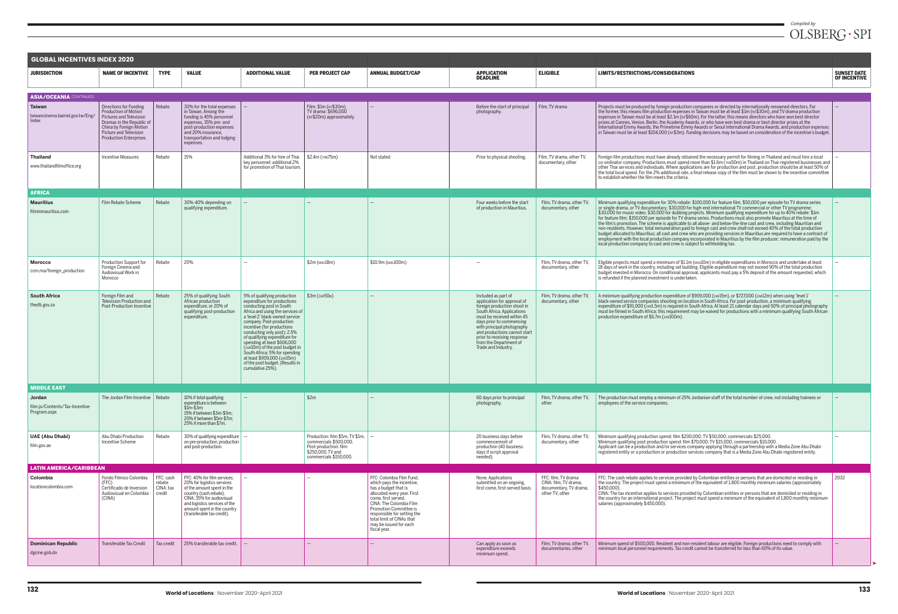Compiled by OLSBERG · SPI

## GLOBAL INCENTIVES INDEX 2020

| JURISDICTION | NAME OF INCENTIVE | TYPE | VALUE | ADDITIONAL VALUE | PER PROJECT CAP | ANNUAL BUDGET/CAP | APPLICATION DEADLINE | ELIGIBLE | LIMITS/RESTRICTIONS/CONSIDERATIONS | SUNSET DATE OF INCENTIVE |
|---|---|---|---|---|---|---|---|---|---|---|
| **ASIA/OCEANIA** CONTINUED | | | | | | | | | | |
| **Taiwan** taiwancinema.bamid.gov.tw/Eng/Index | Directions for Funding Production of Motion Pictures and Television Dramas in the Republic of China by Foreign Motion Picture and Television Production Enterprises | Rebate | 30% for the total expenses in Taiwan. Among the funding is 45% personnel expenses, 35% pre- and post-production expenses and 20% insurance, transportation and lodging expenses. | – | Film: $1m (NT$30m), TV drama: $696,000 (NT$20m) approximately. | – | Before the start of principal photography. | Film, TV drama | Projects must be produced by foreign production companies or directed by internationally renowned directors. For the former, this means film production expenses in Taiwan must be at least $1m (NT$30m), and TV drama production expenses in Taiwan must be at least $2.1m (NT$60m). For the latter, this means directors who have won best director prizes at Cannes, Venice, Berlin, the Academy Awards, or who have won best drama or best director prizes at the International Emmy Awards, the Primetime Emmy Awards or Seoul International Drama Awards, and production expenses in Taiwan must be at least $104,000 (NT$3m). Funding decisions may be based on consideration of the incentive's budget. | – |
| **Thailand** www.thailandfilmoffice.org | Incentive Measures | Rebate | 15% | Additional 3% for hire of Thai key personnel; additional 2% for promotion of Thai tourism. | $2.4m (THB75m) | Not stated | Prior to physical shooting. | Film, TV drama, other TV, documentary, other | Foreign film productions must have already obtained the necessary permit for filming in Thailand and must hire a local co-ordinator company. Productions must spend more than $1.6m (THB50m) in Thailand on Thai-registered businesses and other Thai services and individuals. Where applications are for production and post, production should be at least 50% of the total local spend. For the 2% additional rate, a final release copy of the film must be shown to the incentive committee to establish whether the film meets the criteria. | – |
| **AFRICA** | | | | | | | | | | |
| **Mauritius** filminmauritius.com | Film Rebate Scheme | Rebate | 30%-40% depending on qualifying expenditure. | – | – | – | Four weeks before the start of production in Mauritius. | Film, TV drama, other TV, documentary, other | Minimum qualifying expenditure for 30% rebate: $100,000 for feature film; $50,000 per episode for TV drama series or single drama, or TV documentary; $30,000 for high-end international TV commercial or other TV programme; $30,000 for music video; $30,000 for dubbing projects. Minimum qualifying expenditure for up to 40% rebate: $1m for feature film; $150,000 per episode for TV drama series. Productions must also promote Mauritius at the time of the film's promotion. The scheme is applicable to all above- and below-the-line cast and crew, including Mauritian and non-residents. However, total remuneration paid to foreign cast and crew shall not exceed 40% of the total production budget allocated to Mauritius; all cast and crew who are providing services in Mauritius are required to have a contract of employment with the local production company incorporated in Mauritius by the film producer; remuneration paid by the local production company to cast and crew is subject to withholding tax. | – |
| **Morocco** ccm.ma/foreign_production | Production Support for Foreign Cinema and Audiovisual Work in Morocco | Rebate | 20% | – | $2m (MAD18m) | $10.9m (MAD100m) | – | Film, TV drama, other TV, documentary, other | Eligible projects must spend a minimum of $1.1m (MAD10m) in eligible expenditures in Morocco and undertake at least 18 days of work in the country, including set building. Eligible expenditure may not exceed 90% of the total production budget invested in Morocco. On conditional approval, applicants must pay a 5% deposit of the amount requested, which is refunded if the planned investment is undertaken. | – |
| **South Africa** thedti.gov.za | Foreign Film and Television Production and Post-Production Incentive | Rebate | 25% of qualifying South African production expenditure, or 20% of qualifying post-production expenditure. | 5% of qualifying production expenditure for productions conducting post in South Africa and using the services of a 'level 2' black-owned service company. Post-production incentive (for productions conducting only post): 2.5% of qualifying expenditure for spending at least $606,000 (ZAR10m) of the post budget in South Africa; 5% for spending at least $909,000 (ZAR15m) of the post budget. (Results in cumulative 25%). | $3m (ZAR50m) | – | Included as part of application for approval of foreign production shoot in South Africa. Applications must be received within 45 days prior to commencing with principal photography and productions cannot start prior to receiving response from the Department of Trade and Industry. | Film, TV drama, other TV, documentary, other | A minimum qualifying production expenditure of $909,000 (ZAR15m), or $727,000 (ZAR12m) when using 'level 1' black-owned service companies shooting on location in South Africa. For post-production, a minimum qualifying expenditure of $91,000 (ZAR1.5m) is required in South Africa. At least 21 calendar days and 50% of principal photography must be filmed in South Africa; this requirement may be waived for productions with a minimum qualifying South African production expenditure of $6.7m (ZAR100m). | – |
| **MIDDLE EAST** | | | | | | | | | | |
| **Jordan** film.jo/Contents/Tax-Incentive-Program.aspx | The Jordan Film Incentive | Rebate | 10% if total qualifying expenditure is between $1m-$3m; 15% if between $3m-$5m; 20% if between $5m-$7m; 25% if more than $7m. | – | $2m | – | 60 days prior to principal photography. | Film, TV drama, other TV, other | The production must employ a minimum of 25% Jordanian staff of the total number of crew, not including trainees or employees of the service companies. | – |
| **UAE (Abu Dhabi)** film.gov.ae | Abu Dhabi Production Incentive Scheme | Rebate | 30% of qualifying expenditure on pre-production, production and post-production. | – | Production: film $5m, TV $1m, commercials $500,000. Post-production: film $250,000, TV and commercials $150,000. | – | 20 business days before commencement of production (40 business days if script approval needed). | Film, TV drama, other TV, documentary, other | Minimum qualifying production spend: film $200,000; TV $50,000; commercials $25,000. Minimum qualifying post-production spend: film $70,000; TV $15,000; commercials $10,000. Applicant can be a production and/or services company applying through a partnership with a Media Zone Abu Dhabi-registered entity or a production or production services company that is a Media Zone Abu Dhabi-registered entity. | – |
| **LATIN AMERICA/CARIBBEAN** | | | | | | | | | | |
| **Colombia** locationcolombia.com | Fondo Fílmico Colombia (FFC) Certificado de Inversion Audiovisual en Colombia (CINA) | FFC: cash rebate CINA: tax credit | FFC: 40% for film services; 20% for logistics services of the amount spent in the country (cash rebate). CINA: 35% for audiovisual and logistics services of the amount spent in the country (transferable tax credit). | – | – | FFC: Colombia Film Fund, which pays the incentive, has a budget that is allocated every year. First come, first served. CINA: The Colombia Film Promotion Committee is responsible for setting the total limit of CINAs that may be issued for each fiscal year. | None. Applications submitted on an ongoing, first-come, first-served basis. | FFC: film, TV drama CINA: film, TV drama, documentary, TV drama, other TV, other | FFC: The cash rebate applies to services provided by Colombian entities or persons that are domiciled or residing in the country. The project must spend a minimum of the equivalent of 1,800 monthly minimum salaries (approximately $450,000). CINA: The tax incentive applies to services provided by Colombian entities or persons that are domiciled or residing in the country for an international project. The project must spend a minimum of the equivalent of 1,800 monthly minimum salaries (approximately $450,000). | 2032 |
| **Dominican Republic** dgcine.gob.do | Transferable Tax Credit | Tax credit | 25% transferable tax credit. | – | – | – | Can apply as soon as expenditure exceeds minimum spend. | Film, TV drama, other TV, documentaries, other | Minimum spend of $500,000. Resident and non-resident labour are eligible. Foreign productions need to comply with minimum local personnel requirements. Tax credit cannot be transferred for less than 60% of its value. | – |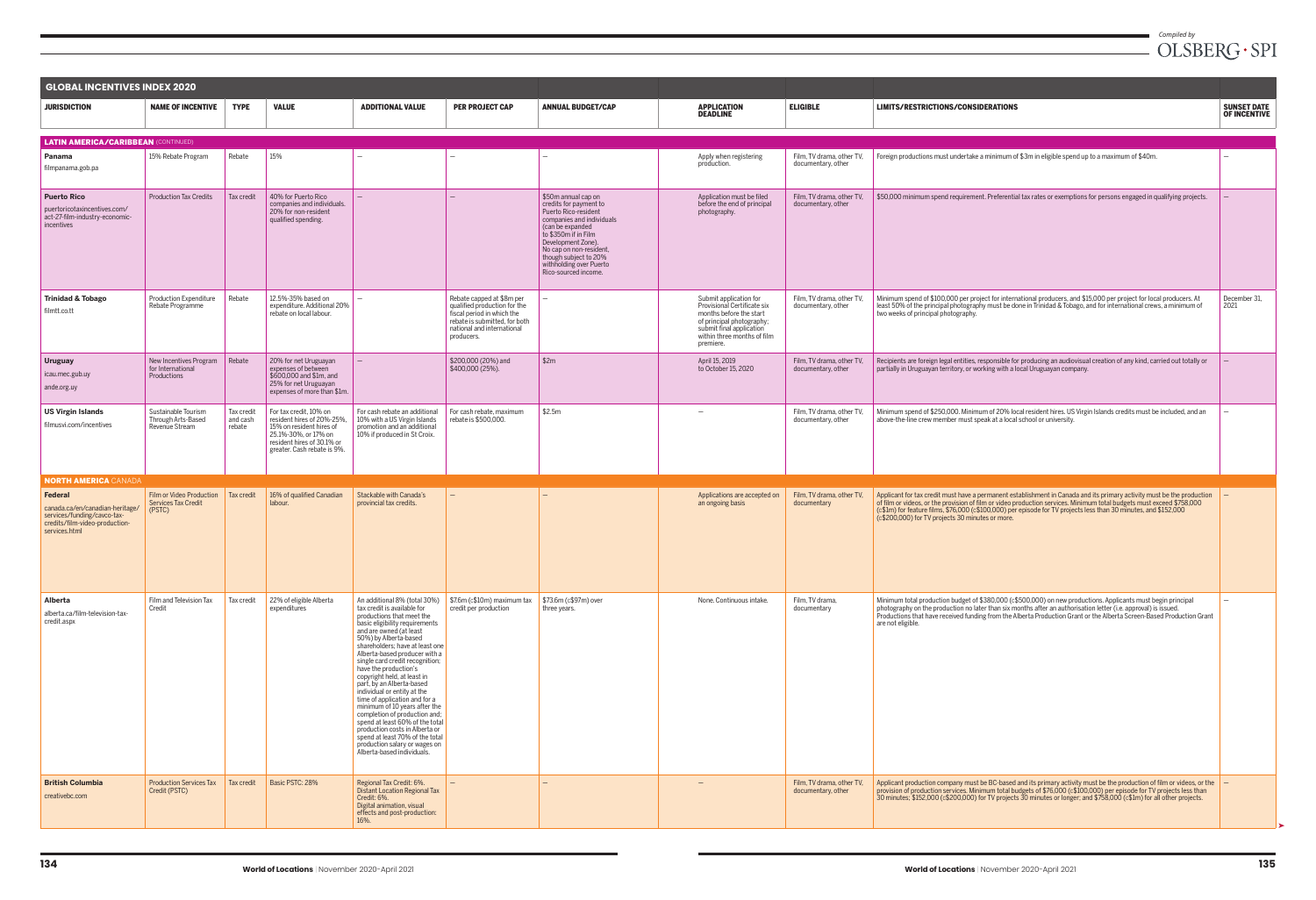## GLOBAL INCENTIVES INDEX 2020

| JURISDICTION | NAME OF INCENTIVE | TYPE | VALUE | ADDITIONAL VALUE | PER PROJECT CAP | ANNUAL BUDGET/CAP | APPLICATION DEADLINE | ELIGIBLE | LIMITS/RESTRICTIONS/CONSIDERATIONS | SUNSET DATE OF INCENTIVE |
|---|---|---|---|---|---|---|---|---|---|---|
| **LATIN AMERICA/CARIBBEAN** (CONTINUED) | | | | | | | | | | |
| **Panama** filmpanama.gob.pa | 15% Rebate Program | Rebate | 15% | – | – | – | Apply when registering production. | Film, TV drama, other TV, documentary, other | Foreign productions must undertake a minimum of $3m in eligible spend up to a maximum of $40m. | – |
| **Puerto Rico** puertoricotaxincentives.com/act-27-film-industry-economic-incentives | Production Tax Credits | Tax credit | 40% for Puerto Rico companies and individuals. 20% for non-resident qualified spending. | – | – | $50m annual cap on credits for payment to Puerto Rico-resident companies and individuals (can be expanded to $350m if in Film Development Zone). No cap on non-resident, though subject to 20% withholding over Puerto Rico-sourced income. | Application must be filed before the end of principal photography. | Film, TV drama, other TV, documentary, other | $50,000 minimum spend requirement. Preferential tax rates or exemptions for persons engaged in qualifying projects. | – |
| **Trinidad & Tobago** filmtt.co.tt | Production Expenditure Rebate Programme | Rebate | 12.5%-35% based on expenditure. Additional 20% rebate on local labour. | – | Rebate capped at $8m per qualified production for the fiscal period in which the rebate is submitted, for both national and international producers. | – | Submit application for Provisional Certificate six months before the start of principal photography; submit final application within three months of film premiere. | Film, TV drama, other TV, documentary, other | Minimum spend of $100,000 per project for international producers, and $15,000 per project for local producers. At least 50% of the principal photography must be done in Trinidad & Tobago, and for international crews, a minimum of two weeks of principal photography. | December 31, 2021 |
| **Uruguay** icau.mec.gub.uy ande.org.uy | New Incentives Program for International Productions | Rebate | 20% for net Uruguayan expenses of between $600,000 and $1m, and 25% for net Uruguayan expenses of more than $1m. | – | $200,000 (20%) and $400,000 (25%). | $2m | April 15, 2019 to October 15, 2020 | Film, TV drama, other TV, documentary, other | Recipients are foreign legal entities, responsible for producing an audiovisual creation of any kind, carried out totally or partially in Uruguayan territory, or working with a local Uruguayan company. | – |
| **US Virgin Islands** filmusvi.com/incentives | Sustainable Tourism Through Arts-Based Revenue Stream | Tax credit and cash rebate | For tax credit, 10% on resident hires of 20%-25%, 15% on resident hires of 25.1%-30%, or 17% on resident hires of 30.1% or greater. Cash rebate is 9%. | For cash rebate an additional 10% with a US Virgin Islands promotion and an additional 10% if produced in St Croix. | For cash rebate, maximum rebate is $500,000. | $2.5m | – | Film, TV drama, other TV, documentary, other | Minimum spend of $250,000. Minimum of 20% local resident hires. US Virgin Islands credits must be included, and an above-the-line crew member must speak at a local school or university. | – |
| **NORTH AMERICA** CANADA | | | | | | | | | | |
| **Federal** canada.ca/en/canadian-heritage/services/funding/cavco-tax-credits/film-video-production-services.html | Film or Video Production Services Tax Credit (PSTC) | Tax credit | 16% of qualified Canadian labour. | Stackable with Canada's provincial tax credits. | – | – | Applications are accepted on an ongoing basis | Film, TV drama, other TV, documentary | Applicant for tax credit must have a permanent establishment in Canada and its primary activity must be the production of film or videos, or the provision of film or video production services. Minimum total budgets must exceed $758,000 (c$1m) for feature films, $76,000 (c$100,000) per episode for TV projects less than 30 minutes, and $152,000 (c$200,000) for TV projects 30 minutes or more. | – |
| **Alberta** alberta.ca/film-television-tax-credit.aspx | Film and Television Tax Credit | Tax credit | 22% of eligible Alberta expenditures | An additional 8% (total 30%) tax credit is available for productions that meet the basic eligibility requirements and are owned (at least 50%) by Alberta-based shareholders; have at least one Alberta-based producer with a single card credit recognition; have the production's copyright held, at least in part, by an Alberta-based individual or entity at the time of application and for a minimum of 10 years after the completion of production and; spend at least 60% of the total production costs in Alberta or spend at least 70% of the total production salary or wages on Alberta-based individuals. | $7.6m (c$10m) maximum tax credit per production | $73.6m (c$97m) over three years. | None. Continuous intake. | Film, TV drama, documentary | Minimum total production budget of $380,000 (c$500,000) on new productions. Applicants must begin principal photography on the production no later than six months after an authorisation letter (i.e. approval) is issued. Productions that have received funding from the Alberta Production Grant or the Alberta Screen-Based Production Grant are not eligible. | – |
| **British Columbia** creativebc.com | Production Services Tax Credit (PSTC) | Tax credit | Basic PSTC: 28% | Regional Tax Credit: 6%. Distant Location Regional Tax Credit: 6%. Digital animation, visual effects and post-production: 16%. | – | – | – | Film, TV drama, other TV, documentary, other | Applicant production company must be BC-based and its primary activity must be the production of film or videos, or the provision of production services. Minimum total budgets of $76,000 (c$100,000) per episode for TV projects less than 30 minutes; $152,000 (c$200,000) for TV projects 30 minutes or longer; and $758,000 (c$1m) for all other projects. | – |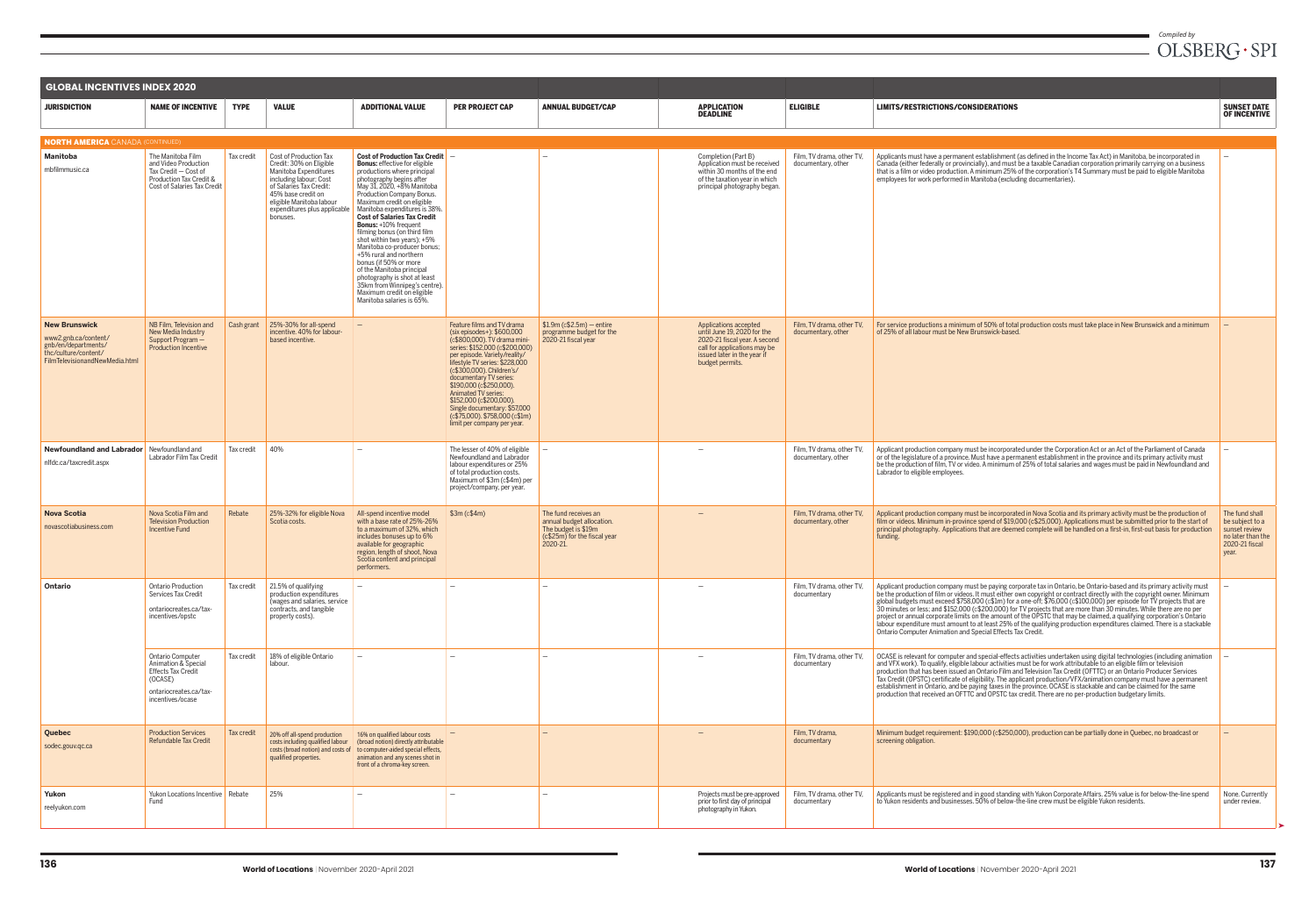## GLOBAL INCENTIVES INDEX 2020

Compiled by OLSBERG • SPI

| JURISDICTION | NAME OF INCENTIVE | TYPE | VALUE | ADDITIONAL VALUE | PER PROJECT CAP | ANNUAL BUDGET/CAP | APPLICATION DEADLINE | ELIGIBLE | LIMITS/RESTRICTIONS/CONSIDERATIONS | SUNSET DATE OF INCENTIVE |
|---|---|---|---|---|---|---|---|---|---|---|
| **NORTH AMERICA** CANADA (CONTINUED) | | | | | | | | | | |
| **Manitoba** mbfilmmusic.ca | The Manitoba Film and Video Production Tax Credit — Cost of Production Tax Credit & Cost of Salaries Tax Credit | Tax credit | Cost of Production Tax Credit: 30% on Eligible Manitoba Expenditures including labour; Cost of Salaries Tax Credit: 45% base credit on eligible Manitoba labour expenditures plus applicable bonuses. | **Cost of Production Tax Credit Bonus:** effective for eligible productions where principal photography begins after May 31, 2020, +8% Manitoba Production Company Bonus. Maximum credit on eligible Manitoba expenditures is 38%. **Cost of Salaries Tax Credit Bonus:** +10% frequent filming bonus (on third film shot within two years); +5% Manitoba co-producer bonus; +5% rural and northern bonus (if 50% or more of the Manitoba principal photography is shot at least 35km from Winnipeg's centre). Maximum credit on eligible Manitoba salaries is 65%. | — | — | Completion (Part B) Application must be received within 30 months of the end of the taxation year in which principal photography began. | Film, TV drama, other TV, documentary, other | Applicants must have a permanent establishment (as defined in the Income Tax Act) in Manitoba, be incorporated in Canada (either federally or provincially), and must be a taxable Canadian corporation primarily carrying on a business that is a film or video production. A minimum 25% of the corporation's T4 Summary must be paid to eligible Manitoba employees for work performed in Manitoba (excluding documentaries). | — |
| **New Brunswick** www2.gnb.ca/content/gnb/en/departments/thc/culture/content/FilmTelevisionandNewMedia.html | NB Film, Television and New Media Industry Support Program — Production Incentive | Cash grant | 25%-30% for all-spend incentive. 40% for labour-based incentive. | — | Feature films and TV drama (six episodes+): $600,000 (c$800,000). TV drama mini-series: $152,000 (c$200,000) per episode. Variety/reality/lifestyle TV series: $228,000 (c$300,000). Children's/documentary TV series: $190,000 (c$250,000). Animated TV series: $152,000 (c$200,000). Single documentary: $57,000 (c$75,000). $758,000 (c$1m) limit per company per year. | $1.9m (c$2.5m) — entire programme budget for the 2020-21 fiscal year | Applications accepted until June 19, 2020 for the 2020-21 fiscal year. A second call for applications may be issued later in the year if budget permits. | Film, TV drama, other TV, documentary, other | For service productions a minimum of 50% of total production costs must take place in New Brunswick and a minimum of 25% of all labour must be New Brunswick-based. | — |
| **Newfoundland and Labrador** nlfdc.ca/taxcredit.aspx | Newfoundland and Labrador Film Tax Credit | Tax credit | 40% | — | The lesser of 40% of eligible Newfoundland and Labrador labour expenditures or 25% of total production costs. Maximum of $3m (c$4m) per project/company, per year. | — | — | Film, TV drama, other TV, documentary, other | Applicant production company must be incorporated under the Corporation Act or an Act of the Parliament of Canada or of the legislature of a province. Must have a permanent establishment in the province and its primary activity must be the production of film, TV or video. A minimum of 25% of total salaries and wages must be paid in Newfoundland and Labrador to eligible employees. | — |
| **Nova Scotia** novascotiabusiness.com | Nova Scotia Film and Television Production Incentive Fund | Rebate | 25%-32% for eligible Nova Scotia costs. | All-spend incentive model with a base rate of 25%-26% to a maximum of 32%, which includes bonuses up to 6% available for geographic region, length of shoot, Nova Scotia content and principal performers. | $3m (c$4m) | The fund receives an annual budget allocation. The budget is $19m (c$25m) for the fiscal year 2020-21. | — | Film, TV drama, other TV, documentary, other | Applicant production company must be incorporated in Nova Scotia and its primary activity must be the production of film or videos. Minimum in-province spend of $19,000 (c$25,000). Applications must be submitted prior to the start of principal photography. Applications that are deemed complete will be handled on a first-in, first-out basis for production funding. | The fund shall be subject to a sunset review no later than the 2020-21 fiscal year. |
| **Ontario** | Ontario Production Services Tax Credit ontariocreates.ca/tax-incentives/opstc | Tax credit | 21.5% of qualifying production expenditures (wages and salaries, service contracts, and tangible property costs). | — | — | — | — | Film, TV drama, other TV, documentary | Applicant production company must be paying corporate tax in Ontario, be Ontario-based and its primary activity must be the production of film or videos. It must either own copyright or contract directly with the copyright owner. Minimum global budgets must exceed $758,000 (c$1m) for a one-off; $76,000 (c$100,000) per episode for TV projects that are 30 minutes or less; and $152,000 (c$200,000) for TV projects that are more than 30 minutes. While there are no per project or annual corporate limits on the amount of the OPSTC that may be claimed, a qualifying corporation's Ontario labour expenditure must amount to at least 25% of the qualifying production expenditures claimed. There is a stackable Ontario Computer Animation and Special Effects Tax Credit. | — |
| | Ontario Computer Animation & Special Effects Tax Credit (OCASE) ontariocreates.ca/tax-incentives/ocase | Tax credit | 18% of eligible Ontario labour. | — | — | — | — | Film, TV drama, other TV, documentary | OCASE is relevant for computer and special-effects activities undertaken using digital technologies (including animation and VFX work). To qualify, eligible labour activities must be for work attributable to an eligible film or television production that has been issued an Ontario Film and Television Tax Credit (OFTTC) or an Ontario Producer Services Tax Credit (OPSTC) certificate of eligibility. The applicant production/VFX/animation company must have a permanent establishment in Ontario, and be paying taxes in the province. OCASE is stackable and can be claimed for the same production that received an OFTTC and OPSTC tax credit. There are no per-production budgetary limits. | — |
| **Quebec** sodec.gouv.qc.ca | Production Services Refundable Tax Credit | Tax credit | 20% off all-spend production costs including qualified labour costs (broad notion) and costs of qualified properties. | 16% on qualified labour costs (broad notion) directly attributable to computer-aided special effects, animation and any scenes shot in front of a chroma-key screen. | — | — | — | Film, TV drama, documentary | Minimum budget requirement: $190,000 (c$250,000), production can be partially done in Quebec, no broadcast or screening obligation. | — |
| **Yukon** reelyukon.com | Yukon Locations Incentive Fund | Rebate | 25% | — | — | — | Projects must be pre-approved prior to first day of principal photography in Yukon. | Film, TV drama, other TV, documentary | Applicants must be registered and in good standing with Yukon Corporate Affairs. 25% value is for below-the-line spend to Yukon residents and businesses. 50% of below-the-line crew must be eligible Yukon residents. | None. Currently under review. |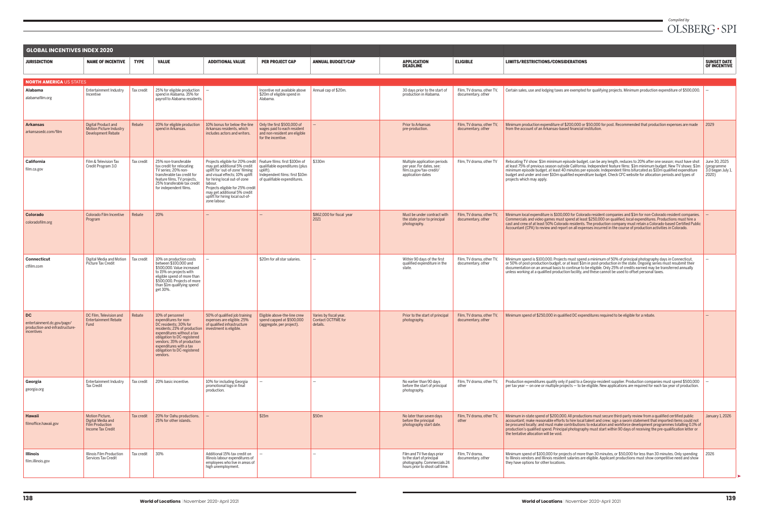Compiled by OLSBERG • SPI

## GLOBAL INCENTIVES INDEX 2020

| JURISDICTION | NAME OF INCENTIVE | TYPE | VALUE | ADDITIONAL VALUE | PER PROJECT CAP | ANNUAL BUDGET/CAP | APPLICATION DEADLINE | ELIGIBLE | LIMITS/RESTRICTIONS/CONSIDERATIONS | SUNSET DATE OF INCENTIVE |
|---|---|---|---|---|---|---|---|---|---|---|
| **NORTH AMERICA** US STATES | | | | | | | | | | |
| **Alabama** alabamafilm.org | Entertainment Industry Incentive | Tax credit | 25% for eligible production spend in Alabama. 35% for payroll to Alabama residents. | – | Incentive not available above $20m of eligible spend in Alabama. | Annual cap of $20m. | 30 days prior to the start of production in Alabama. | Film, TV drama, other TV, documentary, other | Certain sales, use and lodging taxes are exempted for qualifying projects. Minimum production expenditure of $500,000. | – |
| **Arkansas** arkansasedc.com/film | Digital Product and Motion Picture Industry Development Rebate | Rebate | 20% for eligible production spend in Arkansas. | 10% bonus for below-the-line Arkansas residents, which includes actors and writers. | Only the first $500,000 of wages paid to each resident and non-resident are eligible for the incentive. | – | Prior to Arkansas pre-production. | Film, TV drama, other TV, documentary, other | Minimum production expenditure of $200,000 or $50,000 for post. Recommended that production expenses are made from the account of an Arkansas-based financial institution. | 2029 |
| **California** film.ca.gov | Film & Television Tax Credit Program 3.0 | Tax credit | 25% non-transferable tax credit for relocating TV series; 20% non-transferable tax credit for feature films, TV projects. 25% transferable tax credit for independent films. | Projects eligible for 20% credit may get additional 5% credit uplift for 'out-of-zone' filming and visual effects; 10% uplift for hiring local out-of-zone labour. Projects eligible for 25% credit may get additional 5% credit uplift for hiring local out-of-zone labour. | Feature films: first $100m of qualifiable expenditures (plus uplift). Independent films: first $10m of qualifiable expenditures. | $330m | Multiple application periods per year. For dates, see: film.ca.gov/tax-credit/application-dates | Film, TV drama, other TV | Relocating TV show: $1m minimum episode budget, can be any length, reduces to 20% after one season; must have shot at least 75% of previous season outside California. Independent feature films: $1m minimum budget. New TV shows: $1m minimum episode budget, at least 40 minutes per episode. Independent films bifurcated as $10m qualified expenditure budget and under and over $10m qualified expenditure budget. Check CFC website for allocation periods and types of projects which may apply. | June 30, 2025 (programme 3.0 began July 1, 2020) |
| **Colorado** coloradofilm.org | Colorado Film Incentive Program | Rebate | 20% | – | – | $862,000 for fiscal year 2021 | Must be under contract with the state prior to principal photography. | Film, TV drama, other TV, documentary, other | Minimum local expenditure is $100,000 for Colorado resident companies and $1m for non-Colorado resident companies. Commercials and video games must spend at least $250,000 on qualified, local expenditures. Productions must hire a cast and crew of at least 50% Colorado residents. The production company must retain a Colorado-based Certified Public Accountant (CPA) to review and report on all expenses incurred in the course of production activities in Colorado. | – |
| **Connecticut** ctfilm.com | Digital Media and Motion Picture Tax Credit | Tax credit | 10% on production costs between $100,000 and $500,000. Value increased to 15% on projects with eligible spend of more than $500,000. Projects of more than $1m qualifying spend get 30%. | – | $20m for all star salaries. | – | Within 90 days of the first qualified expenditure in the state. | Film, TV drama, other TV, documentary, other | Minimum spend is $100,000. Projects must spend a minimum of 50% of principal photography days in Connecticut, or 50% of post-production budget, or at least $1m in post-production in the state. Ongoing series must resubmit their documentation on an annual basis to continue to be eligible. Only 25% of credits earned may be transferred annually unless working at a qualified production facility, and these cannot be used to offset personal taxes. | – |
| **DC** entertainment.dc.gov/page/production-and-infrastructure-incentives | DC Film, Television and Entertainment Rebate Fund | Rebate | 10% of personnel expenditures for non-DC residents; 30% for residents; 21% of production expenditures without a tax obligation to DC-registered vendors; 35% of production expenditures with a tax obligation to DC-registered vendors. | 50% of qualified job training expenses are eligible. 25% of qualified infrastructure investment is eligible. | Eligible above-the-line crew spend capped at $500,000 (aggregate, per project). | Varies by fiscal year. Contact OCTFME for details. | Prior to the start of principal photography. | Film, TV drama, other TV, documentary, other | Minimum spend of $250,000 in qualified DC expenditures required to be eligible for a rebate. | – |
| **Georgia** georgia.org | Entertainment Industry Tax Credit | Tax credit | 20% basic incentive. | 10% for including Georgia promotional logo in final production. | – | – | No earlier than 90 days before the start of principal photography. | Film, TV drama, other TV, other | Production expenditures qualify only if paid to a Georgia-resident supplier. Production companies must spend $500,000 per tax year — on one or multiple projects — to be eligible. New applications are required for each tax year of production. | – |
| **Hawaii** filmoffice.hawaii.gov | Motion Picture, Digital Media and Film Production Income Tax Credit | Tax credit | 20% for Oahu productions. 25% for other islands. | – | $15m | $50m | No later than seven days before the principal photography start date. | Film, TV drama, other TV, other | Minimum in-state spend of $200,000. All productions must secure third-party review from a qualified certified public accountant; make reasonable efforts to hire local talent and crew; sign a sworn statement that imported items could not be procured locally; and must make contributions to education and workforce development programmes totalling 0.1% of production's qualified spend. Principal photography must start within 90 days of receiving the pre-qualification letter or the tentative allocation will be void. | January 1, 2026 |
| **Illinois** film.illinois.gov | Illinois Film Production Services Tax Credit | Tax credit | 30% | Additional 15% tax credit on Illinois labour expenditures of employees who live in areas of high unemployment. | – | – | Film and TV five days prior to the start of principal photography. Commercials 24 hours prior to shoot call time. | Film, TV drama, documentary, other | Minimum spend of $100,000 for projects of more than 30 minutes, or $50,000 for less than 30 minutes. Only spending to Illinois vendors and Illinois resident salaries are eligible. Applicant productions must show competitive need and show they have options for other locations. | 2026 |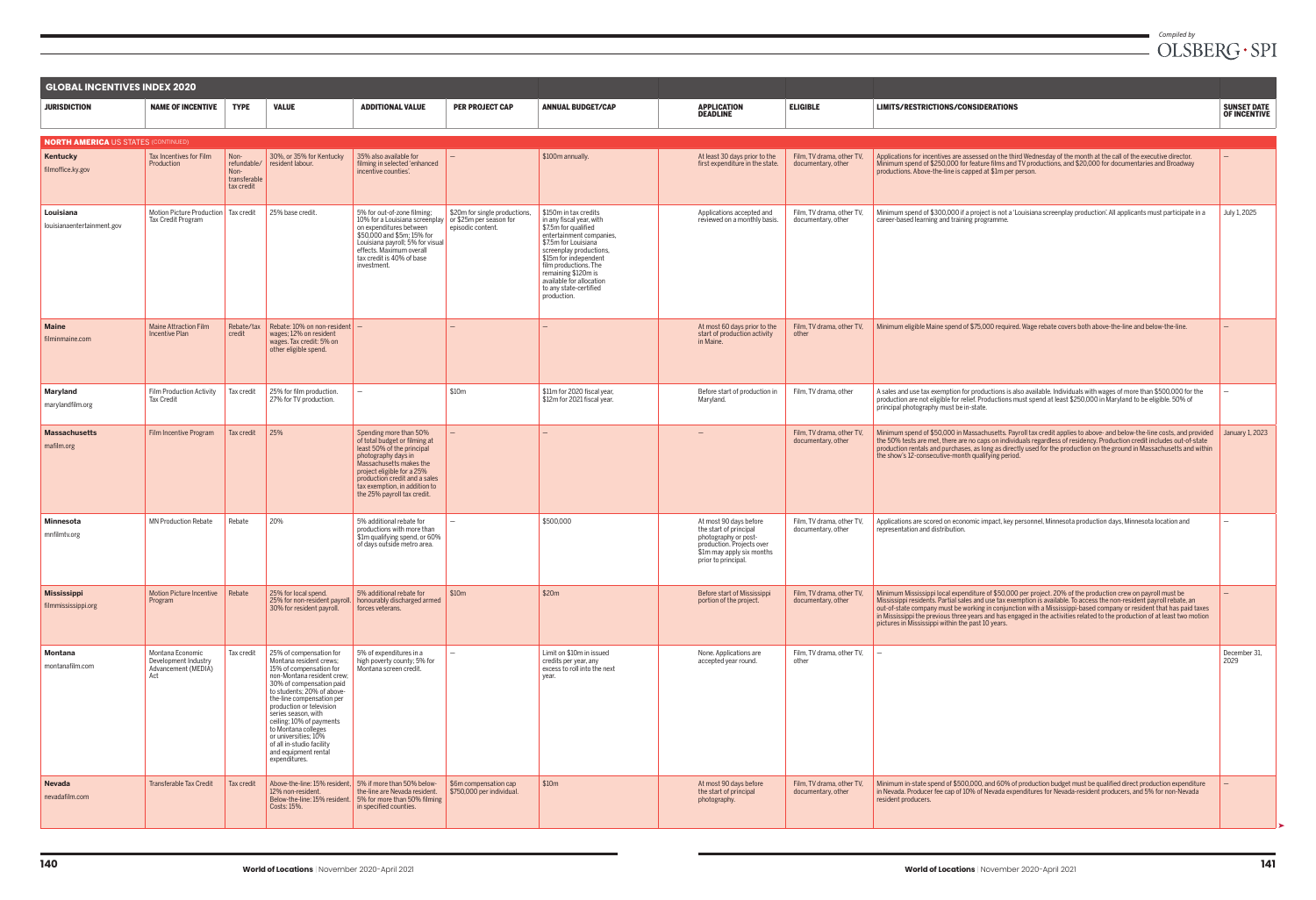# GLOBAL INCENTIVES INDEX 2020

| JURISDICTION | NAME OF INCENTIVE | TYPE | VALUE | ADDITIONAL VALUE | PER PROJECT CAP | ANNUAL BUDGET/CAP | APPLICATION DEADLINE | ELIGIBLE | LIMITS/RESTRICTIONS/CONSIDERATIONS | SUNSET DATE OF INCENTIVE |
|---|---|---|---|---|---|---|---|---|---|---|
| **NORTH AMERICA** US STATES (CONTINUED) | | | | | | | | | | |
| **Kentucky** filmoffice.ky.gov | Tax Incentives for Film Production | Non-refundable/ Non-transferable tax credit | 30%, or 35% for Kentucky resident labour. | 35% also available for filming in selected 'enhanced incentive counties'. | – | $100m annually. | At least 30 days prior to the first expenditure in the state. | Film, TV drama, other TV, documentary, other | Applications for incentives are assessed on the third Wednesday of the month at the call of the executive director. Minimum spend of $250,000 for feature films and TV productions, and $20,000 for documentaries and Broadway productions. Above-the-line is capped at $1m per person. | – |
| **Louisiana** louisianaentertainment.gov | Motion Picture Production Tax Credit Program | Tax credit | 25% base credit. | 5% for out-of-zone filming; 10% for a Louisiana screenplay on expenditures between $50,000 and $5m; 15% for Louisiana payroll; 5% for visual effects. Maximum overall tax credit is 40% of base investment. | $20m for single productions, or $25m per season for episodic content. | $150m in tax credits in any fiscal year, with $7.5m for qualified entertainment companies, $7.5m for Louisiana screenplay productions, $15m for independent film productions. The remaining $120m is available for allocation to any state-certified production. | Applications accepted and reviewed on a monthly basis. | Film, TV drama, other TV, documentary, other | Minimum spend of $300,000 if a project is not a 'Louisiana screenplay production'. All applicants must participate in a career-based learning and training programme. | July 1, 2025 |
| **Maine** filminmaine.com | Maine Attraction Film Incentive Plan | Rebate/tax credit | Rebate: 10% on non-resident wages; 12% on resident wages. Tax credit: 5% on other eligible spend. | – | – | – | At most 60 days prior to the start of production activity in Maine. | Film, TV drama, other TV, other | Minimum eligible Maine spend of $75,000 required. Wage rebate covers both above-the-line and below-the-line. | – |
| **Maryland** marylandfilm.org | Film Production Activity Tax Credit | Tax credit | 25% for film production. 27% for TV production. | – | $10m | $11m for 2020 fiscal year, $12m for 2021 fiscal year. | Before start of production in Maryland. | Film, TV drama, other | A sales and use tax exemption for productions is also available. Individuals with wages of more than $500,000 for the production are not eligible for relief. Productions must spend at least $250,000 in Maryland to be eligible. 50% of principal photography must be in-state. | – |
| **Massachusetts** mafilm.org | Film Incentive Program | Tax credit | 25% | Spending more than 50% of total budget or filming at least 50% of the principal photography days in Massachusetts makes the project eligible for a 25% production credit and a sales tax exemption, in addition to the 25% payroll tax credit. | – | – | – | Film, TV drama, other TV, documentary, other | Minimum spend of $50,000 in Massachusetts. Payroll tax credit applies to above- and below-the-line costs, and provided the 50% tests are met, there are no caps on individuals regardless of residency. Production credit includes out-of-state production rentals and purchases, as long as directly used for the production on the ground in Massachusetts and within the show's 12-consecutive-month qualifying period. | January 1, 2023 |
| **Minnesota** mnfilmtv.org | MN Production Rebate | Rebate | 20% | 5% additional rebate for productions with more than $1m qualifying spend, or 60% of days outside metro area. | – | $500,000 | At most 90 days before the start of principal photography or post-production. Projects over $1m may apply six months prior to principal. | Film, TV drama, other TV, documentary, other | Applications are scored on economic impact, key personnel, Minnesota production days, Minnesota location and representation and distribution. | – |
| **Mississippi** filmmississippi.org | Motion Picture Incentive Program | Rebate | 25% for local spend. 25% for non-resident payroll. 30% for resident payroll. | 5% additional rebate for honourably discharged armed forces veterans. | $10m | $20m | Before start of Mississippi portion of the project. | Film, TV drama, other TV, documentary, other | Minimum Mississippi local expenditure of $50,000 per project. 20% of the production crew on payroll must be Mississippi residents. Partial sales and use tax exemption is available. To access the non-resident payroll rebate, an out-of-state company must be working in conjunction with a Mississippi-based company or resident that has paid taxes in Mississippi the previous three years and has engaged in the activities related to the production of at least two motion pictures in Mississippi within the past 10 years. | – |
| **Montana** montanafilm.com | Montana Economic Development Industry Advancement (MEDIA) Act | Tax credit | 25% of compensation for Montana resident crews; 15% of compensation for non-Montana resident crew; 30% of compensation paid to students; 20% of above-the-line compensation per production or television series season, with ceiling; 10% of payments to Montana colleges or universities; 10% of all in-studio facility and equipment rental expenditures. | 5% of expenditures in a high poverty county; 5% for Montana screen credit. | – | Limit on $10m in issued credits per year, any excess to roll into the next year. | None. Applications are accepted year round. | Film, TV drama, other TV, other | – | December 31, 2029 |
| **Nevada** nevadafilm.com | Transferable Tax Credit | Tax credit | Above-the-line: 15% resident, 12% non-resident. Below-the-line: 15% resident. Costs: 15%. | 5% if more than 50% below-the-line are Nevada resident. 5% for more than 50% filming in specified counties. | $6m compensation cap $750,000 per individual. | $10m | At most 90 days before the start of principal photography. | Film, TV drama, other TV, documentary, other | Minimum in-state spend of $500,000, and 60% of production budget must be qualified direct production expenditure in Nevada. Producer fee cap of 10% of Nevada expenditures for Nevada-resident producers, and 5% for non-Nevada resident producers. | – |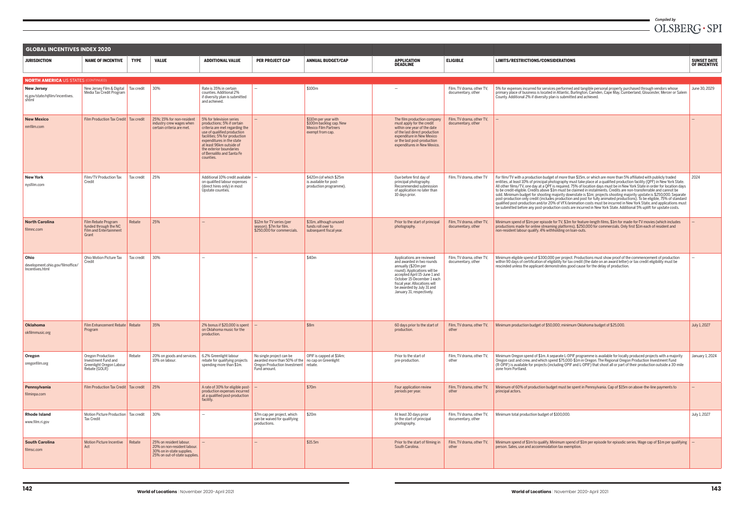Compiled by OLSBERG • SPI

## GLOBAL INCENTIVES INDEX 2020

| JURISDICTION | NAME OF INCENTIVE | TYPE | VALUE | ADDITIONAL VALUE | PER PROJECT CAP | ANNUAL BUDGET/CAP | APPLICATION DEADLINE | ELIGIBLE | LIMITS/RESTRICTIONS/CONSIDERATIONS | SUNSET DATE OF INCENTIVE |
|---|---|---|---|---|---|---|---|---|---|---|
| **NORTH AMERICA** US STATES (CONTINUED) | | | | | | | | | | |
| **New Jersey** nj.gov/state/njfilm/incentives.shtml | New Jersey Film & Digital Media Tax Credit Program | Tax credit | 30% | Rate is 35% in certain counties. Additional 2% if diversity plan is submitted and achieved. | – | $100m | – | Film, TV drama, other TV, documentary, other | 5% for expenses incurred for services performed and tangible personal property purchased through vendors whose primary place of business is located in Atlantic, Burlington, Camden, Cape May, Cumberland, Gloucester, Mercer or Salem County. Additional 2% if diversity plan is submitted and achieved. | June 30, 2029 |
| **New Mexico** nmfilm.com | Film Production Tax Credit | Tax credit | 25%; 15% for non-resident industry crew wages when certain criteria are met. | 5% for television series productions; 5% if certain criteria are met regarding the use of qualified production facilities; 5% for production expenditures in the state at least 96km outside of the exterior boundaries of Bernalillo and Santa Fe counties. | – | $110m per year with $100m backlog cap. New Mexico Film Partners exempt from cap. | The film production company must apply for the credit within one year of the date of the last direct production expenditure in New Mexico or the last post-production expenditures in New Mexico. | Film, TV drama, other TV, documentary, other | – | – |
| **New York** nysfilm.com | Film/TV Production Tax Credit | Tax credit | 25% | Additional 10% credit available on qualified labour expenses (direct hires only) in most Upstate counties. | – | $420m (of which $25m is available for post-production programme). | Due before first day of principal photography. Recommended submission of application no later than 10 days prior. | Film, TV drama, other TV | For film/TV with a production budget of more than $15m, or which are more than 5% affiliated with publicly traded entities, at least 10% of principal photography must take place at a qualified production facility (QPF) in New York State. All other films/TV, one day at a QPF is required. 75% of location days must be in New York State in order for location days to be credit-eligible. Credits above $1m must be claimed in instalments. Credits are non-transferrable and cannot be sold. Minimum budget for shooting majority downstate is $1m; projects shooting majority upstate is $250,000. Separate post-production only credit (includes production and post for fully animated productions). To be eligible, 75% of standard qualified post-production and/or 20% of VFX/animation costs must be incurred in New York State, and applications must be submitted before any post-production costs are incurred in New York State. Additional 5% uplift for upstate costs. | 2024 |
| **North Carolina** filmnc.com | Film Rebate Program funded through the NC Film and Entertainment Grant | Rebate | 25% | – | $12m for TV series (per season). $7m for film. $250,000 for commercials. | $31m, although unused funds roll over to subsequent fiscal year. | Prior to the start of principal photography. | Film, TV drama, other TV, documentary, other | Minimum spend of $1m per episode for TV, $3m for feature-length films, $1m for made-for-TV movies (which includes productions made for online streaming platforms), $250,000 for commercials. Only first $1m each of resident and non-resident labour qualify. 4% withholding on loan-outs. | – |
| **Ohio** development.ohio.gov/filmoffice/Incentives.html | Ohio Motion Picture Tax Credit | Tax credit | 30% | – | – | $40m | Applications are reviewed and awarded in two rounds annually ($20m per round). Applications will be accepted April 15-June 1 and October 15-December 1 each fiscal year. Allocations will be awarded by July 31 and January 31, respectively. | Film, TV drama, other TV, documentary, other | Minimum eligible spend of $300,000 per project. Productions must show proof of the commencement of production within 90 days of certification of eligibility for tax credit (the date on an award letter) or tax credit eligibility must be rescinded unless the applicant demonstrates good cause for the delay of production. | – |
| **Oklahoma** okfilmmusic.org | Film Enhancement Rebate Program | Rebate | 35% | 2% bonus if $20,000 is spent on Oklahoma music for the production. | – | $8m | 60 days prior to the start of production. | Film, TV drama, other TV, other | Minimum production budget of $50,000; minimum Oklahoma budget of $25,000. | July 1, 2027 |
| **Oregon** oregonfilm.org | Oregon Production Investment Fund and Greenlight Oregon Labour Rebate (GOLR) | Rebate | 20% on goods and services. 10% on labour. | 6.2% Greenlight labour rebate for qualifying projects spending more than $1m. | No single project can be awarded more than 50% of the Oregon Production Investment Fund amount. | OPIF is capped at $14m; no cap on Greenlight rebate. | Prior to the start of pre-production. | Film, TV drama, other TV, other | Minimum Oregon spend of $1m. A separate L-OPIF programme is available for locally produced projects with a majority Oregon cast and crew, and which spend $75,000-$1m in Oregon. The Regional Oregon Production Investment Fund (R-OPIF) is available for projects (including OPIF and L-OPIF) that shoot all or part of their production outside a 30-mile zone from Portland. | January 1, 2024 |
| **Pennsylvania** filminpa.com | Film Production Tax Credit | Tax credit | 25% | A rate of 30% for eligible post-production expenses incurred at a qualified post-production facility. | – | $70m | Four application review periods per year. | Film, TV drama, other TV, other | Minimum of 60% of production budget must be spent in Pennsylvania. Cap of $15m on above-the-line payments to principal actors. | – |
| **Rhode Island** www.film.ri.gov | Motion Picture Production Tax Credit | Tax credit | 30% | – | $7m cap per project, which can be waived for qualifying productions. | $20m | At least 30 days prior to the start of principal photography. | Film, TV drama, other TV, documentary, other | Minimum total production budget of $100,000. | July 1, 2027 |
| **South Carolina** filmsc.com | Motion Picture Incentive Act | Rebate | 25% on resident labour. 20% on non-resident labour. 30% on in-state supplies. 25% on out-of-state supplies. | – | – | $15.5m | Prior to the start of filming in South Carolina. | Film, TV drama, other TV, other | Minimum spend of $1m to qualify. Minimum spend of $1m per episode for episodic series. Wage cap of $1m per qualifying person. Sales, use and accommodation tax exemption. | – |

World of Locations | November 2020-April 2021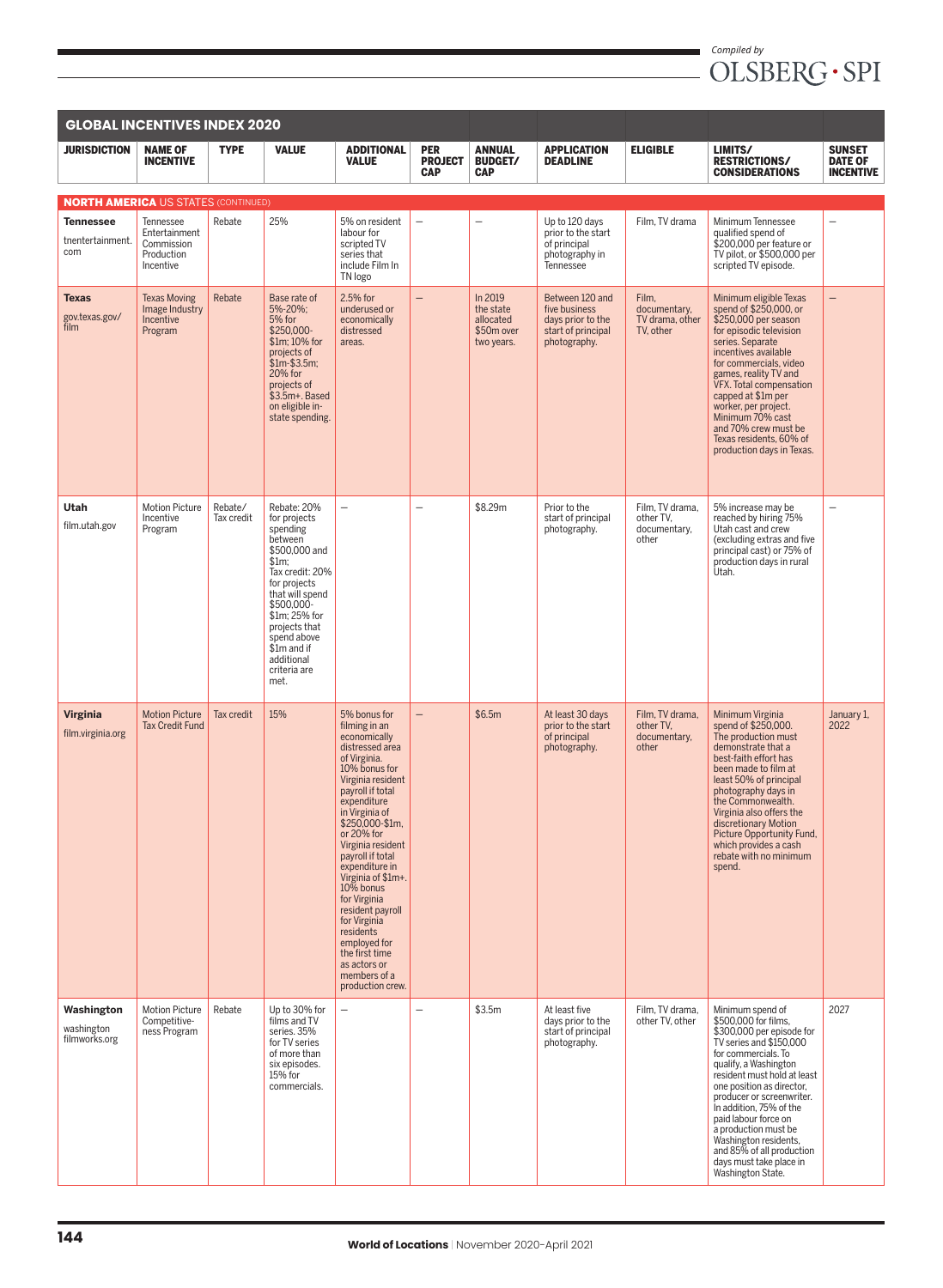Compiled by OLSBERG • SPI

## GLOBAL INCENTIVES INDEX 2020

| JURISDICTION | NAME OF INCENTIVE | TYPE | VALUE | ADDITIONAL VALUE | PER PROJECT CAP | ANNUAL BUDGET/ CAP | APPLICATION DEADLINE | ELIGIBLE | LIMITS/ RESTRICTIONS/ CONSIDERATIONS | SUNSET DATE OF INCENTIVE |
|---|---|---|---|---|---|---|---|---|---|---|
| **NORTH AMERICA** US STATES (CONTINUED) | | | | | | | | | | |
| **Tennessee** tnentertainment.com | Tennessee Entertainment Commission Production Incentive | Rebate | 25% | 5% on resident labour for scripted TV series that include Film In TN logo | – | – | Up to 120 days prior to the start of principal photography in Tennessee | Film, TV drama | Minimum Tennessee qualified spend of $200,000 per feature or TV pilot, or $500,000 per scripted TV episode. | – |
| **Texas** gov.texas.gov/film | Texas Moving Image Industry Incentive Program | Rebate | Base rate of 5%-20%; 5% for $250,000-$1m; 10% for projects of $1m-$3.5m; 20% for projects of $3.5m+. Based on eligible in-state spending. | 2.5% for underused or economically distressed areas. | – | In 2019 the state allocated $50m over two years. | Between 120 and five business days prior to the start of principal photography. | Film, documentary, TV drama, other TV, other | Minimum eligible Texas spend of $250,000, or $250,000 per season for episodic television series. Separate incentives available for commercials, video games, reality TV and VFX. Total compensation capped at $1m per worker, per project. Minimum 70% cast and 70% crew must be Texas residents, 60% of production days in Texas. | – |
| **Utah** film.utah.gov | Motion Picture Incentive Program | Rebate/ Tax credit | Rebate: 20% for projects spending between $500,000 and $1m; Tax credit: 20% for projects that will spend $500,000-$1m; 25% for projects that spend above $1m and if additional criteria are met. | – | – | $8.29m | Prior to the start of principal photography. | Film, TV drama, other TV, documentary, other | 5% increase may be reached by hiring 75% Utah cast and crew (excluding extras and five principal cast) or 75% of production days in rural Utah. | – |
| **Virginia** film.virginia.org | Motion Picture Tax Credit Fund | Tax credit | 15% | 5% bonus for filming in an economically distressed area of Virginia. 10% bonus for Virginia resident payroll if total expenditure in Virginia of $250,000-$1m, or 20% for Virginia resident payroll if total expenditure in Virginia of $1m+. 10% bonus for Virginia resident payroll for Virginia residents employed for the first time as actors or members of a production crew. | – | $6.5m | At least 30 days prior to the start of principal photography. | Film, TV drama, other TV, documentary, other | Minimum Virginia spend of $250,000. The production must demonstrate that a best-faith effort has been made to film at least 50% of principal photography days in the Commonwealth. Virginia also offers the discretionary Motion Picture Opportunity Fund, which provides a cash rebate with no minimum spend. | January 1, 2022 |
| **Washington** washington filmworks.org | Motion Picture Competitive-ness Program | Rebate | Up to 30% for films and TV series. 35% for TV series of more than six episodes. 15% for commercials. | – | – | $3.5m | At least five days prior to the start of principal photography. | Film, TV drama, other TV, other | Minimum spend of $500,000 for films, $300,000 per episode for TV series and $150,000 for commercials. To qualify, a Washington resident must hold at least one position as director, producer or screenwriter. In addition, 75% of the paid labour force on a production must be Washington residents, and 85% of all production days must take place in Washington State. | 2027 |